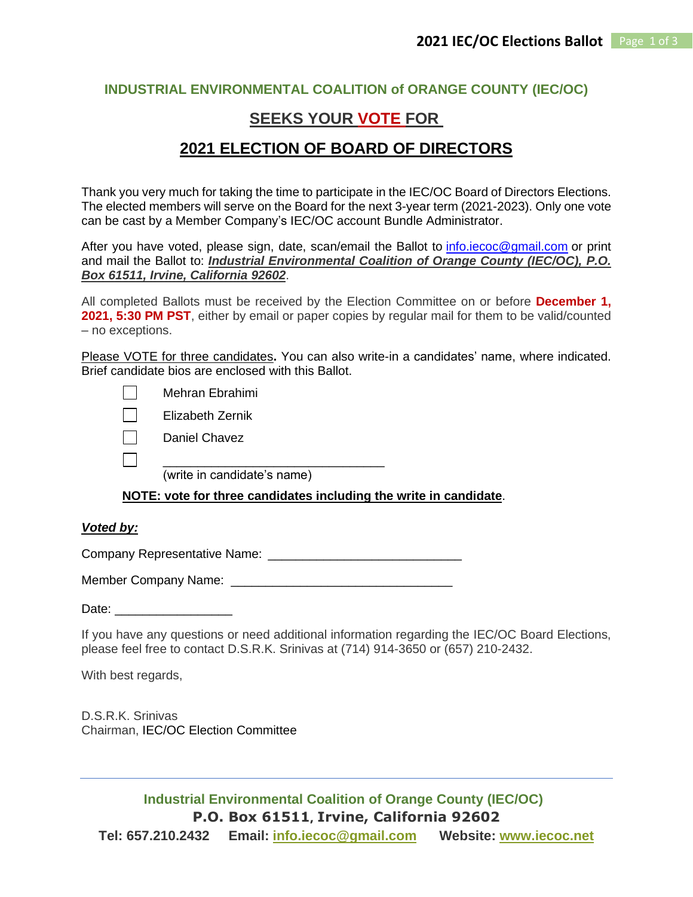**INDUSTRIAL ENVIRONMENTAL COALITION of ORANGE COUNTY (IEC/OC)**

## SEEKS YOUR VOTE FOR

## 2021 ELECTION OF BOARD OF DIRECTORS

Thank you very much for taking the time to participate in the IEC/OC Board of Directors Elections. The elected members will serve on the Board for the next 3-year term (2021-2023). Only one vote can be cast by a Member Company's IEC/OC account Bundle Administrator.

After you have voted, please sign, date, scan/email the Ballot to info.iecoc@gmail.com or print and mail the Ballot to: ***Industrial Environmental Coalition of Orange County (IEC/OC), P.O. Box 61511, Irvine, California 92602***.

All completed Ballots must be received by the Election Committee on or before **December 1, 2021, 5:30 PM PST**, either by email or paper copies by regular mail for them to be valid/counted – no exceptions.

Please VOTE for three candidates**.** You can also write-in a candidates' name, where indicated. Brief candidate bios are enclosed with this Ballot.

- ☐ Mehran Ebrahimi
- ☐ Elizabeth Zernik
- ☐ Daniel Chavez
- ☐ ______________________________ (write in candidate's name)

**NOTE: vote for three candidates including the write in candidate**.

***Voted by:***

Company Representative Name: ___________________________

Member Company Name: ______________________________

Date: ________________

If you have any questions or need additional information regarding the IEC/OC Board Elections, please feel free to contact D.S.R.K. Srinivas at (714) 914-3650 or (657) 210-2432.

With best regards,

D.S.R.K. Srinivas
Chairman, IEC/OC Election Committee

**Industrial Environmental Coalition of Orange County (IEC/OC)**
**P.O. Box 61511, Irvine, California 92602**
**Tel: 657.210.2432 Email: info.iecoc@gmail.com Website: www.iecoc.net**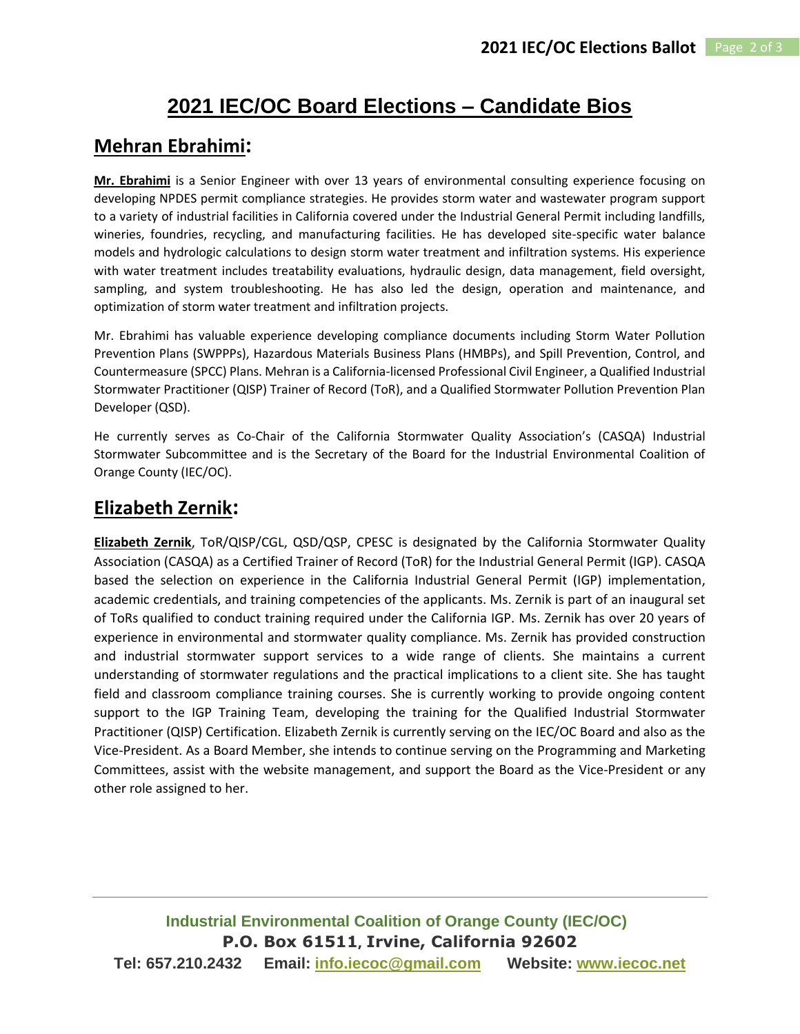# 2021 IEC/OC Board Elections – Candidate Bios

## Mehran Ebrahimi:

**Mr. Ebrahimi** is a Senior Engineer with over 13 years of environmental consulting experience focusing on developing NPDES permit compliance strategies. He provides storm water and wastewater program support to a variety of industrial facilities in California covered under the Industrial General Permit including landfills, wineries, foundries, recycling, and manufacturing facilities. He has developed site-specific water balance models and hydrologic calculations to design storm water treatment and infiltration systems. His experience with water treatment includes treatability evaluations, hydraulic design, data management, field oversight, sampling, and system troubleshooting. He has also led the design, operation and maintenance, and optimization of storm water treatment and infiltration projects.

Mr. Ebrahimi has valuable experience developing compliance documents including Storm Water Pollution Prevention Plans (SWPPPs), Hazardous Materials Business Plans (HMBPs), and Spill Prevention, Control, and Countermeasure (SPCC) Plans. Mehran is a California-licensed Professional Civil Engineer, a Qualified Industrial Stormwater Practitioner (QISP) Trainer of Record (ToR), and a Qualified Stormwater Pollution Prevention Plan Developer (QSD).

He currently serves as Co-Chair of the California Stormwater Quality Association's (CASQA) Industrial Stormwater Subcommittee and is the Secretary of the Board for the Industrial Environmental Coalition of Orange County (IEC/OC).

## Elizabeth Zernik:

**Elizabeth Zernik**, ToR/QISP/CGL, QSD/QSP, CPESC is designated by the California Stormwater Quality Association (CASQA) as a Certified Trainer of Record (ToR) for the Industrial General Permit (IGP). CASQA based the selection on experience in the California Industrial General Permit (IGP) implementation, academic credentials, and training competencies of the applicants. Ms. Zernik is part of an inaugural set of ToRs qualified to conduct training required under the California IGP. Ms. Zernik has over 20 years of experience in environmental and stormwater quality compliance. Ms. Zernik has provided construction and industrial stormwater support services to a wide range of clients. She maintains a current understanding of stormwater regulations and the practical implications to a client site. She has taught field and classroom compliance training courses. She is currently working to provide ongoing content support to the IGP Training Team, developing the training for the Qualified Industrial Stormwater Practitioner (QISP) Certification. Elizabeth Zernik is currently serving on the IEC/OC Board and also as the Vice-President. As a Board Member, she intends to continue serving on the Programming and Marketing Committees, assist with the website management, and support the Board as the Vice-President or any other role assigned to her.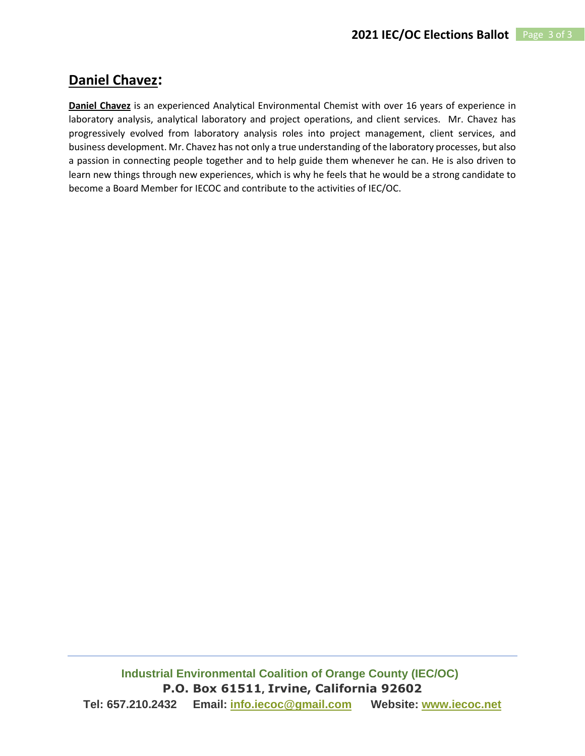## Daniel Chavez:

**Daniel Chavez** is an experienced Analytical Environmental Chemist with over 16 years of experience in laboratory analysis, analytical laboratory and project operations, and client services. Mr. Chavez has progressively evolved from laboratory analysis roles into project management, client services, and business development. Mr. Chavez has not only a true understanding of the laboratory processes, but also a passion in connecting people together and to help guide them whenever he can. He is also driven to learn new things through new experiences, which is why he feels that he would be a strong candidate to become a Board Member for IECOC and contribute to the activities of IEC/OC.